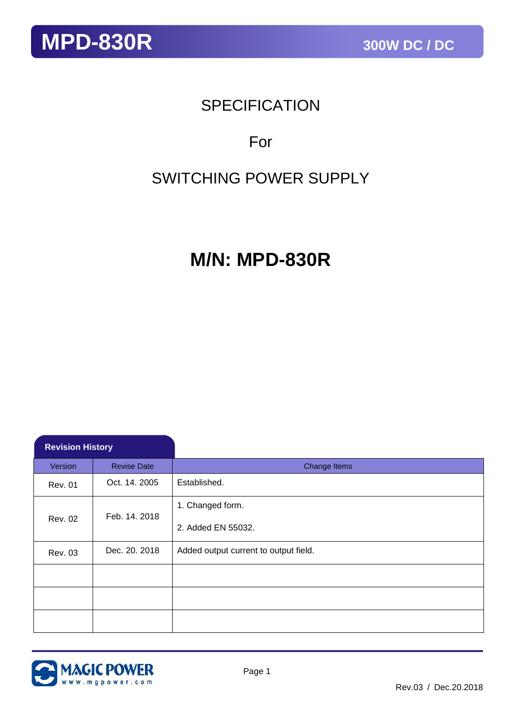# SPECIFICATION

## For

## SWITCHING POWER SUPPLY

# M/N: MPD-830R

**Revision History**

| Version | Revise Date | Change Items |
|---|---|---|
| Rev. 01 | Oct. 14. 2005 | Established. |
| Rev. 02 | Feb. 14. 2018 | 1. Changed form.<br>2. Added EN 55032. |
| Rev. 03 | Dec. 20. 2018 | Added output current to output field. |
| | | |
| | | |
| | | |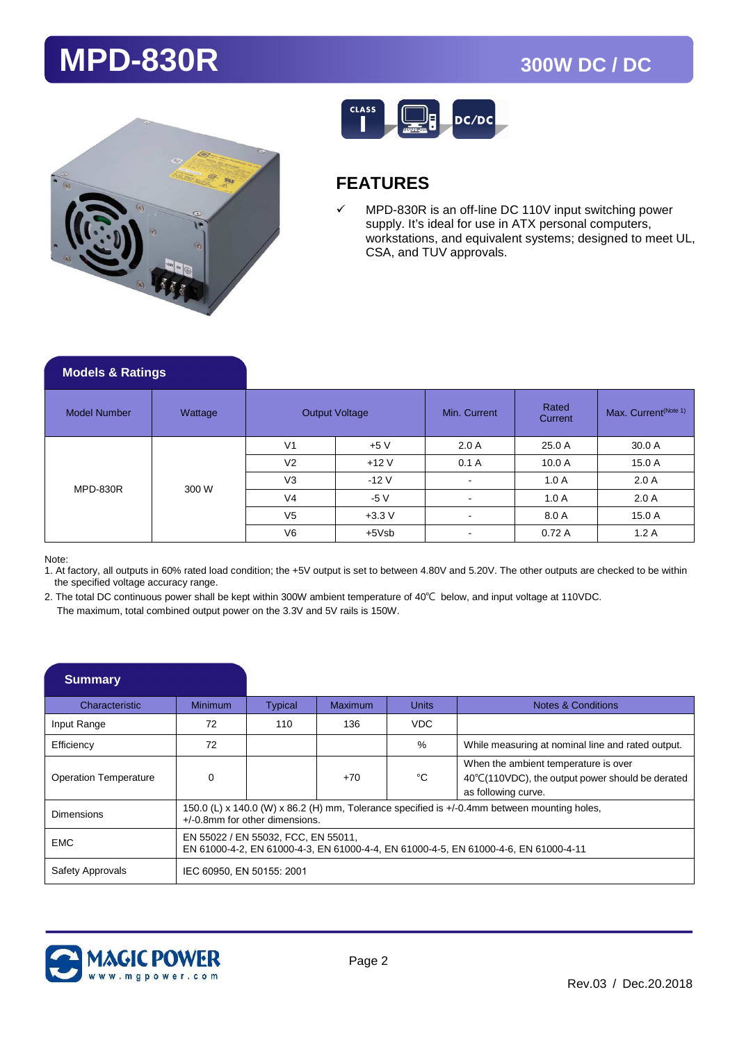# MPD-830R

## 300W DC / DC

## FEATURES

- ✓ MPD-830R is an off-line DC 110V input switching power supply. It's ideal for use in ATX personal computers, workstations, and equivalent systems; designed to meet UL, CSA, and TUV approvals.

## Models & Ratings

| Model Number | Wattage | Output Voltage | | Min. Current | Rated Current | Max. Current (Note 1) |
|---|---|---|---|---|---|---|
| MPD-830R | 300 W | V1 | +5 V | 2.0 A | 25.0 A | 30.0 A |
| | | V2 | +12 V | 0.1 A | 10.0 A | 15.0 A |
| | | V3 | -12 V | - | 1.0 A | 2.0 A |
| | | V4 | -5 V | - | 1.0 A | 2.0 A |
| | | V5 | +3.3 V | - | 8.0 A | 15.0 A |
| | | V6 | +5Vsb | - | 0.72 A | 1.2 A |

Note:

1. At factory, all outputs in 60% rated load condition; the +5V output is set to between 4.80V and 5.20V. The other outputs are checked to be within the specified voltage accuracy range.
2. The total DC continuous power shall be kept within 300W ambient temperature of 40℃ below, and input voltage at 110VDC. The maximum, total combined output power on the 3.3V and 5V rails is 150W.

## Summary

| Characteristic | Minimum | Typical | Maximum | Units | Notes & Conditions |
|---|---|---|---|---|---|
| Input Range | 72 | 110 | 136 | VDC | |
| Efficiency | 72 | | | % | While measuring at nominal line and rated output. |
| Operation Temperature | 0 | | +70 | °C | When the ambient temperature is over 40℃(110VDC), the output power should be derated as following curve. |
| Dimensions | 150.0 (L) x 140.0 (W) x 86.2 (H) mm, Tolerance specified is +/-0.4mm between mounting holes, +/-0.8mm for other dimensions. | | | | |
| EMC | EN 55022 / EN 55032, FCC, EN 55011, EN 61000-4-2, EN 61000-4-3, EN 61000-4-4, EN 61000-4-5, EN 61000-4-6, EN 61000-4-11 | | | | |
| Safety Approvals | IEC 60950, EN 50155: 2001 | | | | |

Rev.03 / Dec.20.2018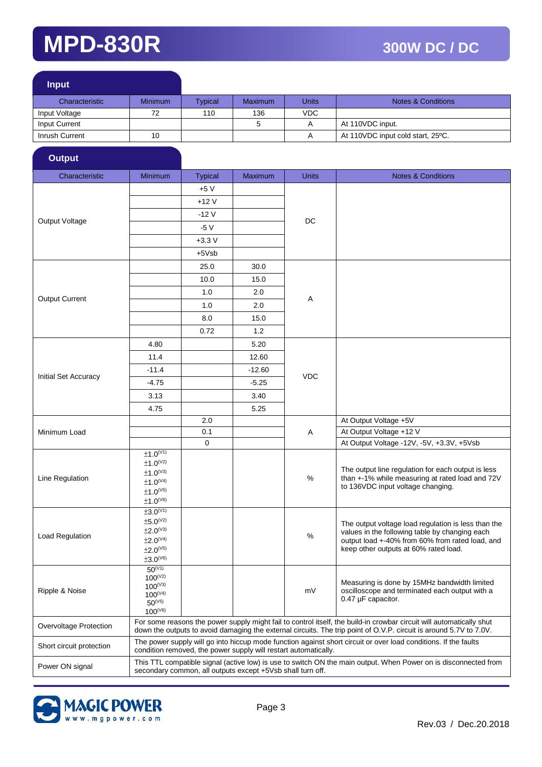# MPD-830R

## 300W DC / DC

### Input

| Characteristic | Minimum | Typical | Maximum | Units | Notes & Conditions |
|---|---|---|---|---|---|
| Input Voltage | 72 | 110 | 136 | VDC | |
| Input Current | | | 5 | A | At 110VDC input. |
| Inrush Current | 10 | | | A | At 110VDC input cold start, 25ºC. |

### Output

| Characteristic | Minimum | Typical | Maximum | Units | Notes & Conditions |
|---|---|---|---|---|---|
| Output Voltage | | +5 V | | DC | |
| | | +12 V | | | |
| | | -12 V | | | |
| | | -5 V | | | |
| | | +3.3 V | | | |
| | | +5Vsb | | | |
| Output Current | | 25.0 | 30.0 | A | |
| | | 10.0 | 15.0 | | |
| | | 1.0 | 2.0 | | |
| | | 1.0 | 2.0 | | |
| | | 8.0 | 15.0 | | |
| | | 0.72 | 1.2 | | |
| Initial Set Accuracy | 4.80 | | 5.20 | VDC | |
| | 11.4 | | 12.60 | | |
| | -11.4 | | -12.60 | | |
| | -4.75 | | -5.25 | | |
| | 3.13 | | 3.40 | | |
| | 4.75 | | 5.25 | | |
| Minimum Load | | 2.0 | | A | At Output Voltage +5V |
| | | 0.1 | | | At Output Voltage +12 V |
| | | 0 | | | At Output Voltage -12V, -5V, +3.3V, +5Vsb |
| Line Regulation | ±1.0(V1) ±1.0(V2) ±1.0(V3) ±1.0(V4) ±1.0(V5) ±1.0(V6) | | | % | The output line regulation for each output is less than +-1% while measuring at rated load and 72V to 136VDC input voltage changing. |
| Load Regulation | ±3.0(V1) ±5.0(V2) ±2.0(V3) ±2.0(V4) ±2.0(V5) ±3.0(V6) | | | % | The output voltage load regulation is less than the values in the following table by changing each output load +-40% from 60% from rated load, and keep other outputs at 60% rated load. |
| Ripple & Noise | 50(V1) 100(V2) 100(V3) 100(V4) 50(V5) 100(V6) | | | mV | Measuring is done by 15MHz bandwidth limited oscilloscope and terminated each output with a 0.47 µF capacitor. |
| Overvoltage Protection | For some reasons the power supply might fail to control itself, the build-in crowbar circuit will automatically shut down the outputs to avoid damaging the external circuits. The trip point of O.V.P. circuit is around 5.7V to 7.0V. | | | | |
| Short circuit protection | The power supply will go into hiccup mode function against short circuit or over load conditions. If the faults condition removed, the power supply will restart automatically. | | | | |
| Power ON signal | This TTL compatible signal (active low) is use to switch ON the main output. When Power on is disconnected from secondary common, all outputs except +5Vsb shall turn off. | | | | |

Rev.03 / Dec.20.2018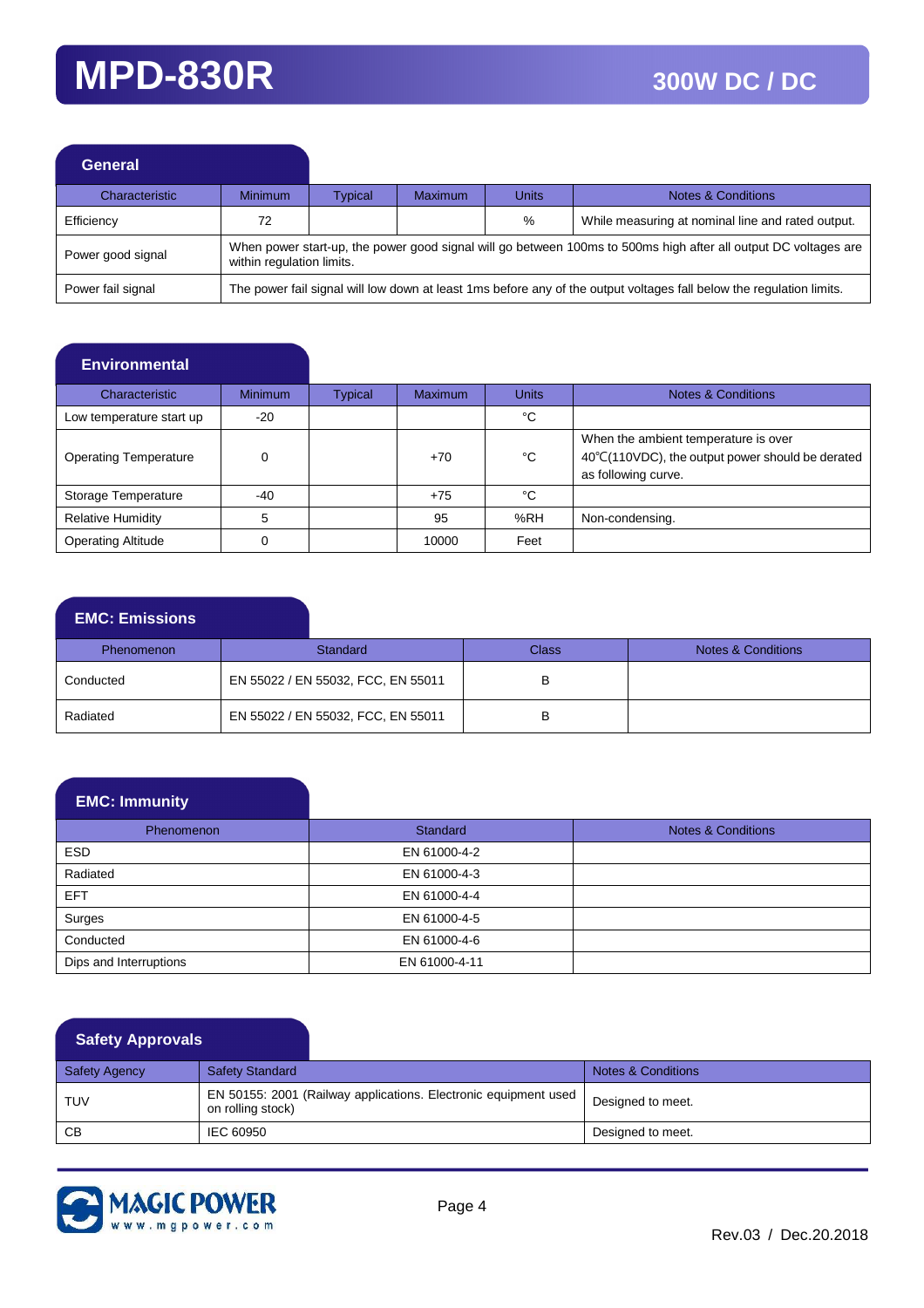# MPD-830R

## 300W DC / DC

### General

| Characteristic | Minimum | Typical | Maximum | Units | Notes & Conditions |
|---|---|---|---|---|---|
| Efficiency | 72 | | | % | While measuring at nominal line and rated output. |
| Power good signal | When power start-up, the power good signal will go between 100ms to 500ms high after all output DC voltages are within regulation limits. | | | | |
| Power fail signal | The power fail signal will low down at least 1ms before any of the output voltages fall below the regulation limits. | | | | |

### Environmental

| Characteristic | Minimum | Typical | Maximum | Units | Notes & Conditions |
|---|---|---|---|---|---|
| Low temperature start up | -20 | | | °C | |
| Operating Temperature | 0 | | +70 | °C | When the ambient temperature is over 40℃(110VDC), the output power should be derated as following curve. |
| Storage Temperature | -40 | | +75 | °C | |
| Relative Humidity | 5 | | 95 | %RH | Non-condensing. |
| Operating Altitude | 0 | | 10000 | Feet | |

### EMC: Emissions

| Phenomenon | Standard | Class | Notes & Conditions |
|---|---|---|---|
| Conducted | EN 55022 / EN 55032, FCC, EN 55011 | B | |
| Radiated | EN 55022 / EN 55032, FCC, EN 55011 | B | |

### EMC: Immunity

| Phenomenon | Standard | Notes & Conditions |
|---|---|---|
| ESD | EN 61000-4-2 | |
| Radiated | EN 61000-4-3 | |
| EFT | EN 61000-4-4 | |
| Surges | EN 61000-4-5 | |
| Conducted | EN 61000-4-6 | |
| Dips and Interruptions | EN 61000-4-11 | |

### Safety Approvals

| Safety Agency | Safety Standard | Notes & Conditions |
|---|---|---|
| TUV | EN 50155: 2001 (Railway applications. Electronic equipment used on rolling stock) | Designed to meet. |
| CB | IEC 60950 | Designed to meet. |

MAGIC POWER www.mgpower.com

Rev.03 / Dec.20.2018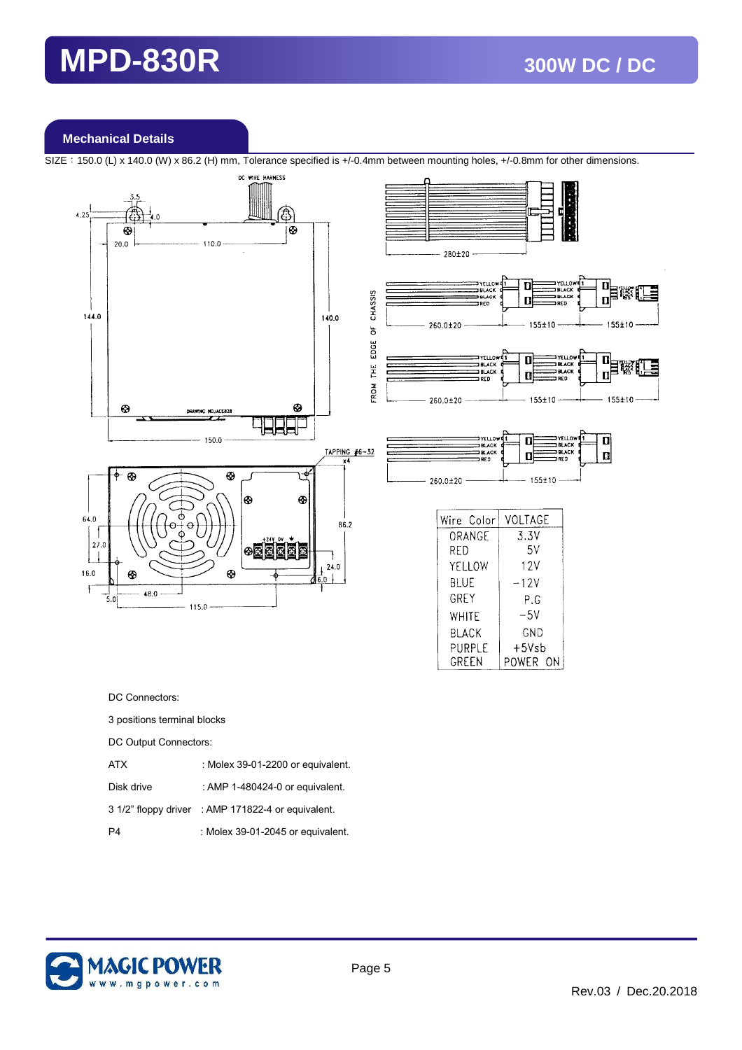# MPD-830R

## 300W DC / DC

### Mechanical Details

SIZE：150.0 (L) x 140.0 (W) x 86.2 (H) mm, Tolerance specified is +/-0.4mm between mounting holes, +/-0.8mm for other dimensions.

DC WIRE HARNESS

3.5
4.25
4.0
20.0
110.0
144.0
140.0
150.0
280±20
FROM THE EDGE OF CHASSIS
260.0±20
155±10
155±10
260.0±20
155±10
155±10
260.0±20
155±10
TAPPING #6-32 x4
64.0
27.0
16.0
5.0
48.0
115.0
86.2
24.0
6.0
+24V 0V

| Wire Color | VOLTAGE |
|---|---|
| ORANGE | 3.3V |
| RED | 5V |
| YELLOW | 12V |
| BLUE | −12V |
| GREY | P.G |
| WHITE | −5V |
| BLACK | GND |
| PURPLE | +5Vsb |
| GREEN | POWER ON |

DC Connectors:

3 positions terminal blocks

DC Output Connectors:

| | |
|---|---|
| ATX | : Molex 39-01-2200 or equivalent. |
| Disk drive | : AMP 1-480424-0 or equivalent. |
| 3 1/2" floppy driver | : AMP 171822-4 or equivalent. |
| P4 | : Molex 39-01-2045 or equivalent. |

MAGIC POWER www.mgpower.com

Rev.03 / Dec.20.2018